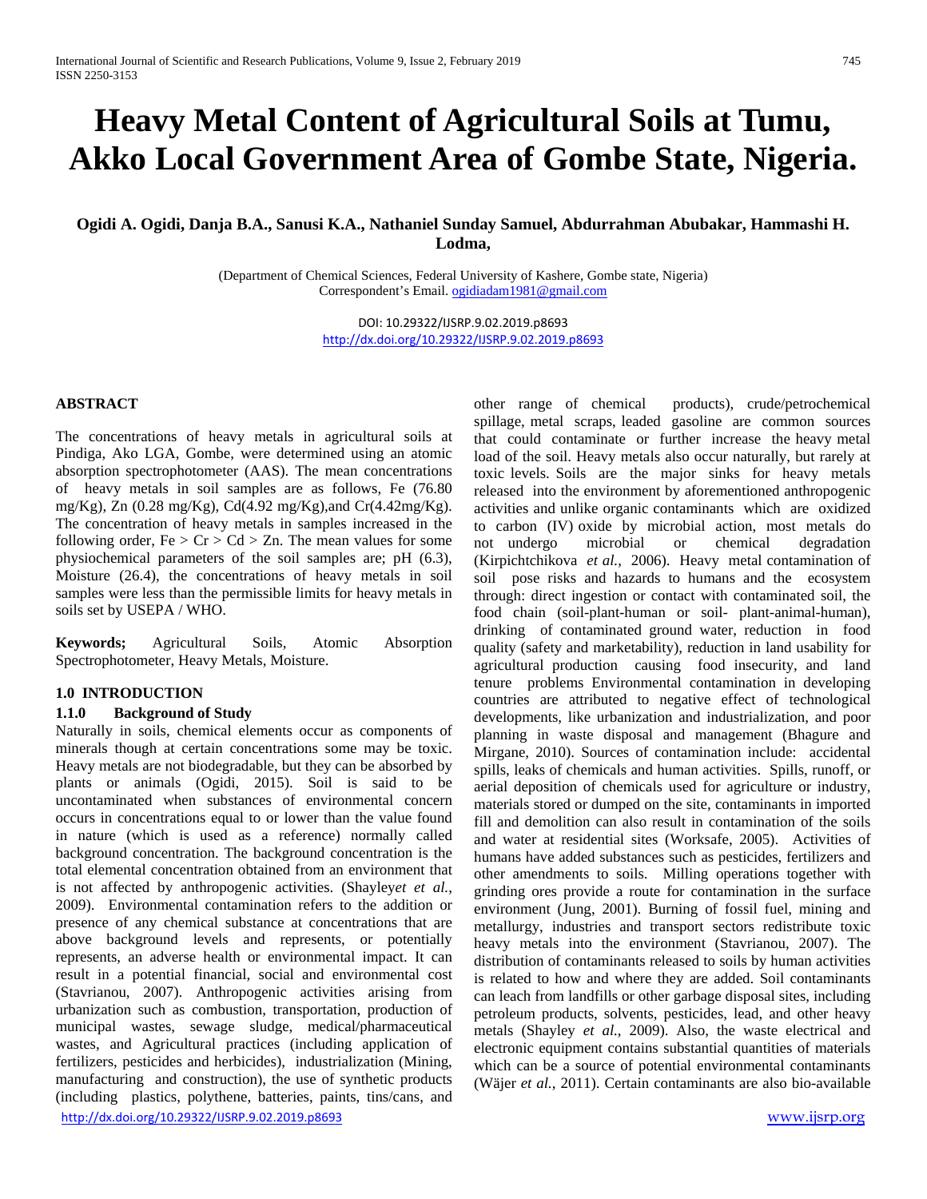# Heavy Metal Content of Agricultural Soils at Tumu, Akko Local Government Area of Gombe State, Nigeria.

**Ogidi A. Ogidi, Danja B.A., Sanusi K.A., Nathaniel Sunday Samuel, Abdurrahman Abubakar, Hammashi H. Lodma,**

(Department of Chemical Sciences, Federal University of Kashere, Gombe state, Nigeria)
Correspondent's Email. ogidiadam1981@gmail.com

DOI: 10.29322/IJSRP.9.02.2019.p8693
http://dx.doi.org/10.29322/IJSRP.9.02.2019.p8693

**ABSTRACT**

The concentrations of heavy metals in agricultural soils at Pindiga, Ako LGA, Gombe, were determined using an atomic absorption spectrophotometer (AAS). The mean concentrations of heavy metals in soil samples are as follows, Fe (76.80 mg/Kg), Zn (0.28 mg/Kg), Cd(4.92 mg/Kg),and Cr(4.42mg/Kg). The concentration of heavy metals in samples increased in the following order, Fe > Cr > Cd > Zn. The mean values for some physiochemical parameters of the soil samples are; pH (6.3), Moisture (26.4), the concentrations of heavy metals in soil samples were less than the permissible limits for heavy metals in soils set by USEPA / WHO.

**Keywords;** Agricultural Soils, Atomic Absorption Spectrophotometer, Heavy Metals, Moisture.

## 1.0 INTRODUCTION

### 1.1.0 Background of Study

Naturally in soils, chemical elements occur as components of minerals though at certain concentrations some may be toxic. Heavy metals are not biodegradable, but they can be absorbed by plants or animals (Ogidi, 2015). Soil is said to be uncontaminated when substances of environmental concern occurs in concentrations equal to or lower than the value found in nature (which is used as a reference) normally called background concentration. The background concentration is the total elemental concentration obtained from an environment that is not affected by anthropogenic activities. (Shayley*et al.*, 2009). Environmental contamination refers to the addition or presence of any chemical substance at concentrations that are above background levels and represents, or potentially represents, an adverse health or environmental impact. It can result in a potential financial, social and environmental cost (Stavrianou, 2007). Anthropogenic activities arising from urbanization such as combustion, transportation, production of municipal wastes, sewage sludge, medical/pharmaceutical wastes, and Agricultural practices (including application of fertilizers, pesticides and herbicides), industrialization (Mining, manufacturing and construction), the use of synthetic products (including plastics, polythene, batteries, paints, tins/cans, and other range of chemical products), crude/petrochemical spillage, metal scraps, leaded gasoline are common sources that could contaminate or further increase the heavy metal load of the soil. Heavy metals also occur naturally, but rarely at toxic levels. Soils are the major sinks for heavy metals released into the environment by aforementioned anthropogenic activities and unlike organic contaminants which are oxidized to carbon (IV) oxide by microbial action, most metals do not undergo microbial or chemical degradation (Kirpichtchikova *et al.*, 2006). Heavy metal contamination of soil pose risks and hazards to humans and the ecosystem through: direct ingestion or contact with contaminated soil, the food chain (soil-plant-human or soil- plant-animal-human), drinking of contaminated ground water, reduction in food quality (safety and marketability), reduction in land usability for agricultural production causing food insecurity, and land tenure problems Environmental contamination in developing countries are attributed to negative effect of technological developments, like urbanization and industrialization, and poor planning in waste disposal and management (Bhagure and Mirgane, 2010). Sources of contamination include: accidental spills, leaks of chemicals and human activities. Spills, runoff, or aerial deposition of chemicals used for agriculture or industry, materials stored or dumped on the site, contaminants in imported fill and demolition can also result in contamination of the soils and water at residential sites (Worksafe, 2005). Activities of humans have added substances such as pesticides, fertilizers and other amendments to soils. Milling operations together with grinding ores provide a route for contamination in the surface environment (Jung, 2001). Burning of fossil fuel, mining and metallurgy, industries and transport sectors redistribute toxic heavy metals into the environment (Stavrianou, 2007). The distribution of contaminants released to soils by human activities is related to how and where they are added. Soil contaminants can leach from landfills or other garbage disposal sites, including petroleum products, solvents, pesticides, lead, and other heavy metals (Shayley *et al.*, 2009). Also, the waste electrical and electronic equipment contains substantial quantities of materials which can be a source of potential environmental contaminants (Wäjer *et al.*, 2011). Certain contaminants are also bio-available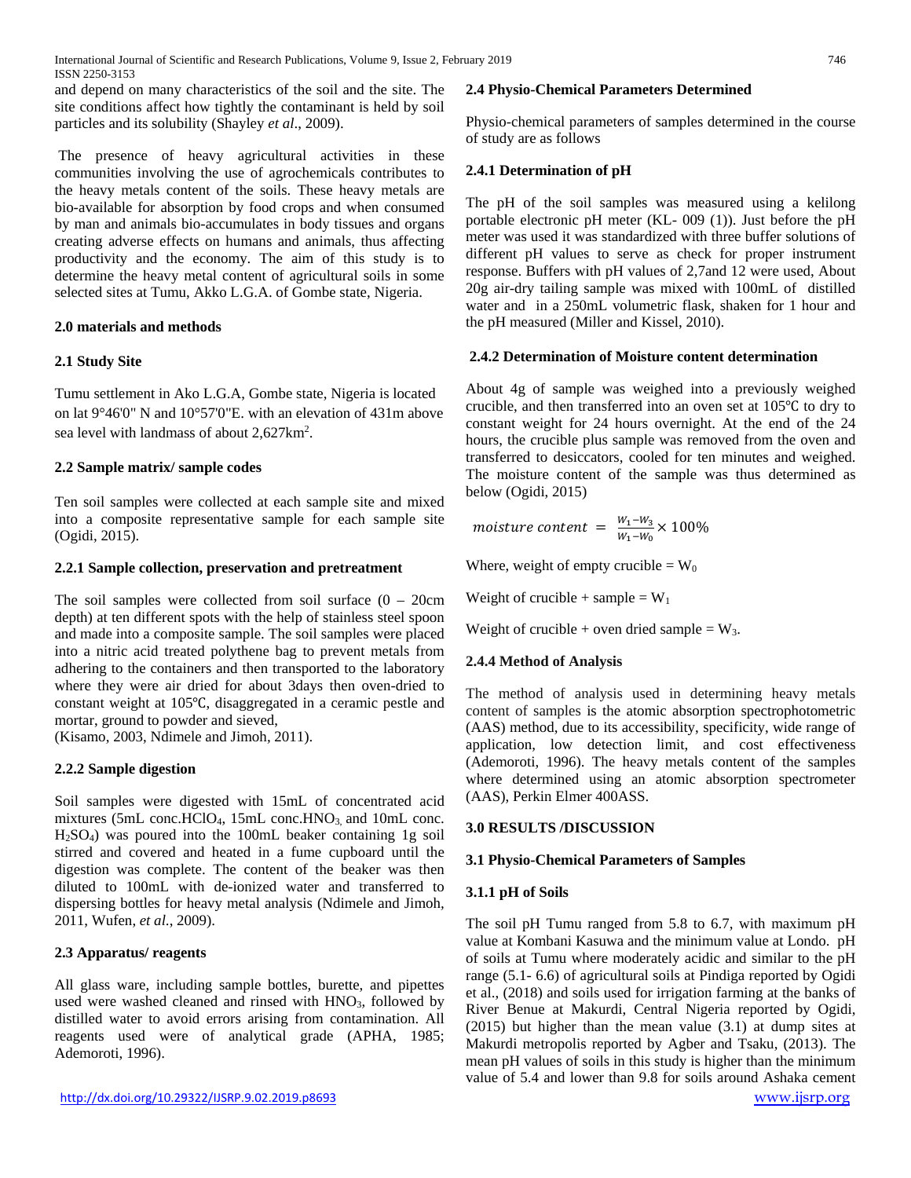and depend on many characteristics of the soil and the site. The site conditions affect how tightly the contaminant is held by soil particles and its solubility (Shayley *et al*., 2009).

The presence of heavy agricultural activities in these communities involving the use of agrochemicals contributes to the heavy metals content of the soils. These heavy metals are bio-available for absorption by food crops and when consumed by man and animals bio-accumulates in body tissues and organs creating adverse effects on humans and animals, thus affecting productivity and the economy. The aim of this study is to determine the heavy metal content of agricultural soils in some selected sites at Tumu, Akko L.G.A. of Gombe state, Nigeria.

## 2.0 materials and methods

### 2.1 Study Site

Tumu settlement in Ako L.G.A, Gombe state, Nigeria is located on lat 9°46'0" N and 10°57'0"E. with an elevation of 431m above sea level with landmass of about 2,627km$^2$.

### 2.2 Sample matrix/ sample codes

Ten soil samples were collected at each sample site and mixed into a composite representative sample for each sample site (Ogidi, 2015).

#### 2.2.1 Sample collection, preservation and pretreatment

The soil samples were collected from soil surface (0 – 20cm depth) at ten different spots with the help of stainless steel spoon and made into a composite sample. The soil samples were placed into a nitric acid treated polythene bag to prevent metals from adhering to the containers and then transported to the laboratory where they were air dried for about 3days then oven-dried to constant weight at 105℃, disaggregated in a ceramic pestle and mortar, ground to powder and sieved,
(Kisamo, 2003, Ndimele and Jimoh, 2011).

#### 2.2.2 Sample digestion

Soil samples were digested with 15mL of concentrated acid mixtures (5mL conc.$HClO_4$, 15mL conc.$HNO_3$ and 10mL conc. $H_2SO_4$) was poured into the 100mL beaker containing 1g soil stirred and covered and heated in a fume cupboard until the digestion was complete. The content of the beaker was then diluted to 100mL with de-ionized water and transferred to dispersing bottles for heavy metal analysis (Ndimele and Jimoh, 2011, Wufen, *et al*., 2009).

### 2.3 Apparatus/ reagents

All glass ware, including sample bottles, burette, and pipettes used were washed cleaned and rinsed with $HNO_3$, followed by distilled water to avoid errors arising from contamination. All reagents used were of analytical grade (APHA, 1985; Ademoroti, 1996).

### 2.4 Physio-Chemical Parameters Determined

Physio-chemical parameters of samples determined in the course of study are as follows

#### 2.4.1 Determination of pH

The pH of the soil samples was measured using a kelilong portable electronic pH meter (KL- 009 (1)). Just before the pH meter was used it was standardized with three buffer solutions of different pH values to serve as check for proper instrument response. Buffers with pH values of 2,7and 12 were used, About 20g air-dry tailing sample was mixed with 100mL of distilled water and in a 250mL volumetric flask, shaken for 1 hour and the pH measured (Miller and Kissel, 2010).

#### 2.4.2 Determination of Moisture content determination

About 4g of sample was weighed into a previously weighed crucible, and then transferred into an oven set at 105℃ to dry to constant weight for 24 hours overnight. At the end of the 24 hours, the crucible plus sample was removed from the oven and transferred to desiccators, cooled for ten minutes and weighed. The moisture content of the sample was thus determined as below (Ogidi, 2015)

$$moisture\ content = \frac{W_1 - W_3}{W_1 - W_0} \times 100\%$$

Where, weight of empty crucible = $W_0$

Weight of crucible + sample = $W_1$

Weight of crucible + oven dried sample = $W_3$.

#### 2.4.4 Method of Analysis

The method of analysis used in determining heavy metals content of samples is the atomic absorption spectrophotometric (AAS) method, due to its accessibility, specificity, wide range of application, low detection limit, and cost effectiveness (Ademoroti, 1996). The heavy metals content of the samples where determined using an atomic absorption spectrometer (AAS), Perkin Elmer 400ASS.

## 3.0 RESULTS /DISCUSSION

### 3.1 Physio-Chemical Parameters of Samples

#### 3.1.1 pH of Soils

The soil pH Tumu ranged from 5.8 to 6.7, with maximum pH value at Kombani Kasuwa and the minimum value at Londo. pH of soils at Tumu where moderately acidic and similar to the pH range (5.1- 6.6) of agricultural soils at Pindiga reported by Ogidi et al., (2018) and soils used for irrigation farming at the banks of River Benue at Makurdi, Central Nigeria reported by Ogidi, (2015) but higher than the mean value (3.1) at dump sites at Makurdi metropolis reported by Agber and Tsaku, (2013). The mean pH values of soils in this study is higher than the minimum value of 5.4 and lower than 9.8 for soils around Ashaka cement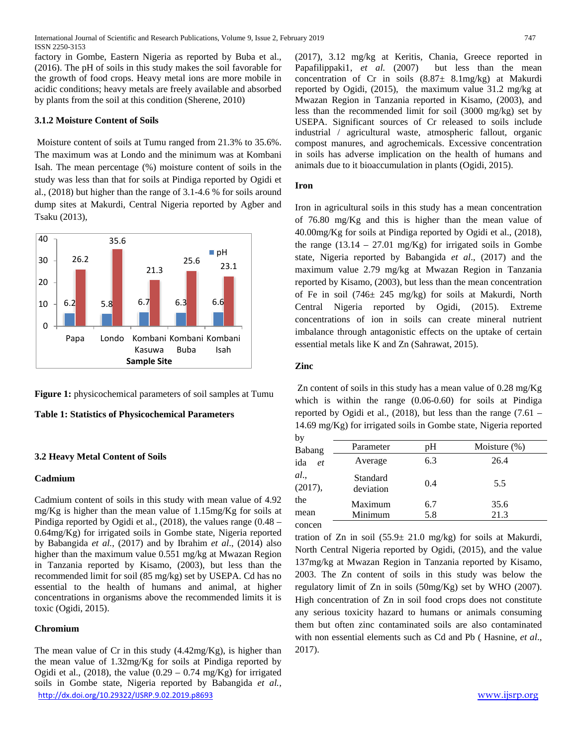factory in Gombe, Eastern Nigeria as reported by Buba et al., (2016). The pH of soils in this study makes the soil favorable for the growth of food crops. Heavy metal ions are more mobile in acidic conditions; heavy metals are freely available and absorbed by plants from the soil at this condition (Sherene, 2010)

### 3.1.2 Moisture Content of Soils

Moisture content of soils at Tumu ranged from 21.3% to 35.6%. The maximum was at Londo and the minimum was at Kombani Isah. The mean percentage (%) moisture content of soils in the study was less than that for soils at Pindiga reported by Ogidi et al., (2018) but higher than the range of 3.1-4.6 % for soils around dump sites at Makurdi, Central Nigeria reported by Agber and Tsaku (2013),

**Figure 1:** physicochemical parameters of soil samples at Tumu

**Table 1: Statistics of Physicochemical Parameters**

| Parameter | pH | Moisture (%) |
|---|---|---|
| Average | 6.3 | 26.4 |
| Standard deviation | 0.4 | 5.5 |
| Maximum | 6.7 | 35.6 |
| Minimum | 5.8 | 21.3 |

## 3.2 Heavy Metal Content of Soils

### Cadmium

Cadmium content of soils in this study with mean value of 4.92 mg/Kg is higher than the mean value of 1.15mg/Kg for soils at Pindiga reported by Ogidi et al., (2018), the values range (0.48 – 0.64mg/Kg) for irrigated soils in Gombe state, Nigeria reported by Babangida *et al.*, (2017) and by Ibrahim *et al*., (2014) also higher than the maximum value 0.551 mg/kg at Mwazan Region in Tanzania reported by Kisamo, (2003), but less than the recommended limit for soil (85 mg/kg) set by USEPA. Cd has no essential to the health of humans and animal, at higher concentrations in organisms above the recommended limits it is toxic (Ogidi, 2015).

### Chromium

The mean value of Cr in this study (4.42mg/Kg), is higher than the mean value of 1.32mg/Kg for soils at Pindiga reported by Ogidi et al., (2018), the value (0.29 – 0.74 mg/Kg) for irrigated soils in Gombe state, Nigeria reported by Babangida *et al.*, (2017), 3.12 mg/kg at Keritis, Chania, Greece reported in Papafilippaki1, *et al.* (2007) but less than the mean concentration of Cr in soils (8.87± 8.1mg/kg) at Makurdi reported by Ogidi, (2015), the maximum value 31.2 mg/kg at Mwazan Region in Tanzania reported in Kisamo, (2003), and less than the recommended limit for soil (3000 mg/kg) set by USEPA. Significant sources of Cr released to soils include industrial / agricultural waste, atmospheric fallout, organic compost manures, and agrochemicals. Excessive concentration in soils has adverse implication on the health of humans and animals due to it bioaccumulation in plants (Ogidi, 2015).

### Iron

Iron in agricultural soils in this study has a mean concentration of 76.80 mg/Kg and this is higher than the mean value of 40.00mg/Kg for soils at Pindiga reported by Ogidi et al., (2018), the range (13.14 – 27.01 mg/Kg) for irrigated soils in Gombe state, Nigeria reported by Babangida *et al*., (2017) and the maximum value 2.79 mg/kg at Mwazan Region in Tanzania reported by Kisamo, (2003), but less than the mean concentration of Fe in soil (746± 245 mg/kg) for soils at Makurdi, North Central Nigeria reported by Ogidi, (2015). Extreme concentrations of ion in soils can create mineral nutrient imbalance through antagonistic effects on the uptake of certain essential metals like K and Zn (Sahrawat, 2015).

### Zinc

Zn content of soils in this study has a mean value of 0.28 mg/Kg which is within the range (0.06-0.60) for soils at Pindiga reported by Ogidi et al., (2018), but less than the range (7.61 – 14.69 mg/Kg) for irrigated soils in Gombe state, Nigeria reported by Babangida *et al*., (2017), the mean concentration of Zn in soil (55.9± 21.0 mg/kg) for soils at Makurdi, North Central Nigeria reported by Ogidi, (2015), and the value 137mg/kg at Mwazan Region in Tanzania reported by Kisamo, 2003. The Zn content of soils in this study was below the regulatory limit of Zn in soils (50mg/Kg) set by WHO (2007). High concentration of Zn in soil food crops does not constitute any serious toxicity hazard to humans or animals consuming them but often zinc contaminated soils are also contaminated with non essential elements such as Cd and Pb ( Hasnine, *et al*., 2017).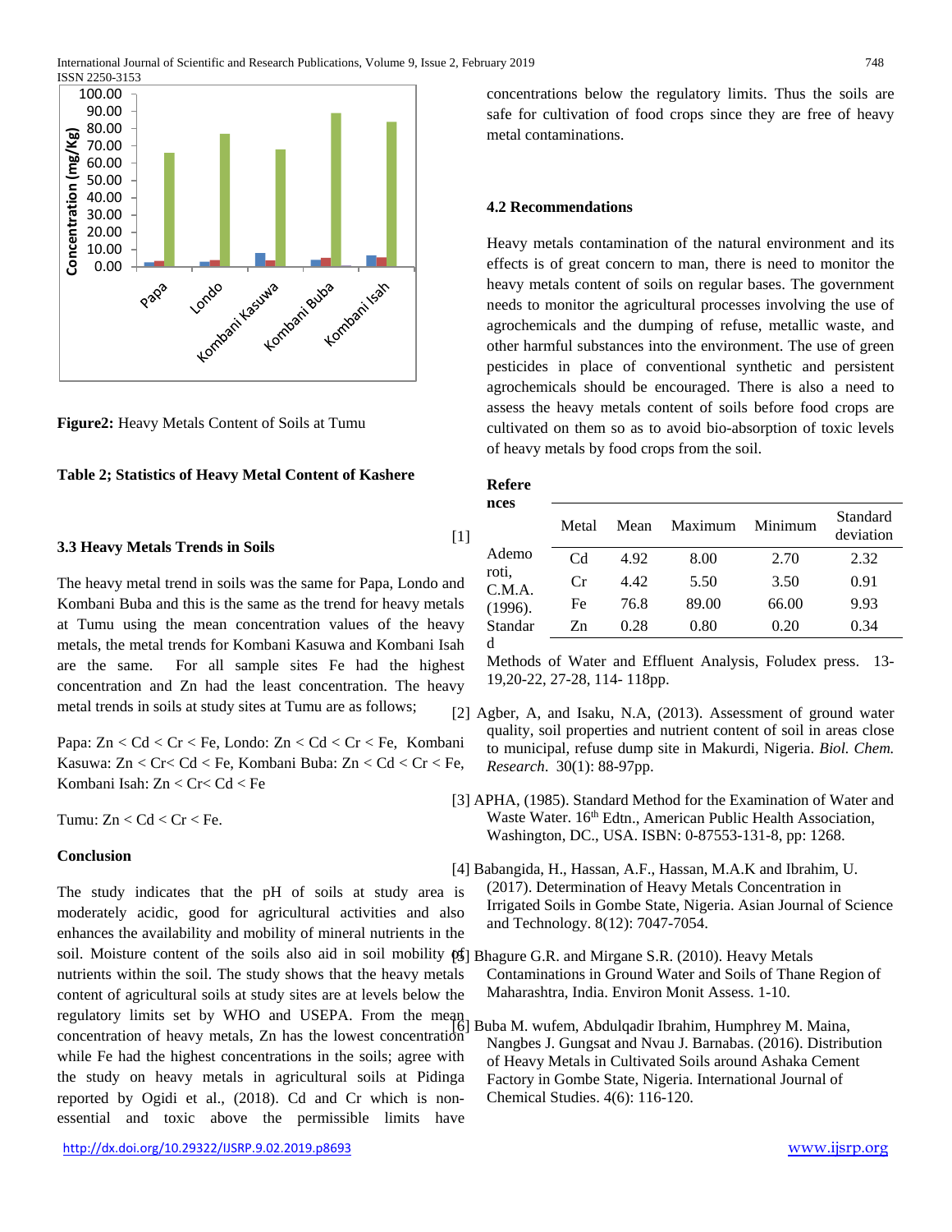Figure2: Heavy Metals Content of Soils at Tumu

**Table 2; Statistics of Heavy Metal Content of Kashere**

| Metal | Mean | Maximum | Minimum | Standard deviation |
|---|---|---|---|---|
| Cd | 4.92 | 8.00 | 2.70 | 2.32 |
| Cr | 4.42 | 5.50 | 3.50 | 0.91 |
| Fe | 76.8 | 89.00 | 66.00 | 9.93 |
| Zn | 0.28 | 0.80 | 0.20 | 0.34 |

### 3.3 Heavy Metals Trends in Soils

The heavy metal trend in soils was the same for Papa, Londo and Kombani Buba and this is the same as the trend for heavy metals at Tumu using the mean concentration values of the heavy metals, the metal trends for Kombani Kasuwa and Kombani Isah are the same. For all sample sites Fe had the highest concentration and Zn had the least concentration. The heavy metal trends in soils at study sites at Tumu are as follows;

Papa: Zn < Cd < Cr < Fe, Londo: Zn < Cd < Cr < Fe, Kombani Kasuwa: Zn < Cr< Cd < Fe, Kombani Buba: Zn < Cd < Cr < Fe, Kombani Isah: Zn < Cr< Cd < Fe

Tumu: Zn < Cd < Cr < Fe.

### Conclusion

The study indicates that the pH of soils at study area is moderately acidic, good for agricultural activities and also enhances the availability and mobility of mineral nutrients in the soil. Moisture content of the soils also aid in soil mobility of nutrients within the soil. The study shows that the heavy metals content of agricultural soils at study sites are at levels below the regulatory limits set by WHO and USEPA. From the mean concentration of heavy metals, Zn has the lowest concentration while Fe had the highest concentrations in the soils; agree with the study on heavy metals in agricultural soils at Pidinga reported by Ogidi et al., (2018). Cd and Cr which is non-essential and toxic above the permissible limits have concentrations below the regulatory limits. Thus the soils are safe for cultivation of food crops since they are free of heavy metal contaminations.

### 4.2 Recommendations

Heavy metals contamination of the natural environment and its effects is of great concern to man, there is need to monitor the heavy metals content of soils on regular bases. The government needs to monitor the agricultural processes involving the use of agrochemicals and the dumping of refuse, metallic waste, and other harmful substances into the environment. The use of green pesticides in place of conventional synthetic and persistent agrochemicals should be encouraged. There is also a need to assess the heavy metals content of soils before food crops are cultivated on them so as to avoid bio-absorption of toxic levels of heavy metals by food crops from the soil.

### References

[1] Ademoroti, C.M.A. (1996). Standard Methods of Water and Effluent Analysis, Foludex press. 13-19,20-22, 27-28, 114- 118pp.

[2] Agber, A, and Isaku, N.A, (2013). Assessment of ground water quality, soil properties and nutrient content of soil in areas close to municipal, refuse dump site in Makurdi, Nigeria. *Biol. Chem. Research*. 30(1): 88-97pp.

[3] APHA, (1985). Standard Method for the Examination of Water and Waste Water. 16th Edtn., American Public Health Association, Washington, DC., USA. ISBN: 0-87553-131-8, pp: 1268.

[4] Babangida, H., Hassan, A.F., Hassan, M.A.K and Ibrahim, U. (2017). Determination of Heavy Metals Concentration in Irrigated Soils in Gombe State, Nigeria. Asian Journal of Science and Technology. 8(12): 7047-7054.

[5] Bhagure G.R. and Mirgane S.R. (2010). Heavy Metals Contaminations in Ground Water and Soils of Thane Region of Maharashtra, India. Environ Monit Assess. 1-10.

[6] Buba M. wufem, Abdulqadir Ibrahim, Humphrey M. Maina, Nangbes J. Gungsat and Nvau J. Barnabas. (2016). Distribution of Heavy Metals in Cultivated Soils around Ashaka Cement Factory in Gombe State, Nigeria. International Journal of Chemical Studies. 4(6): 116-120.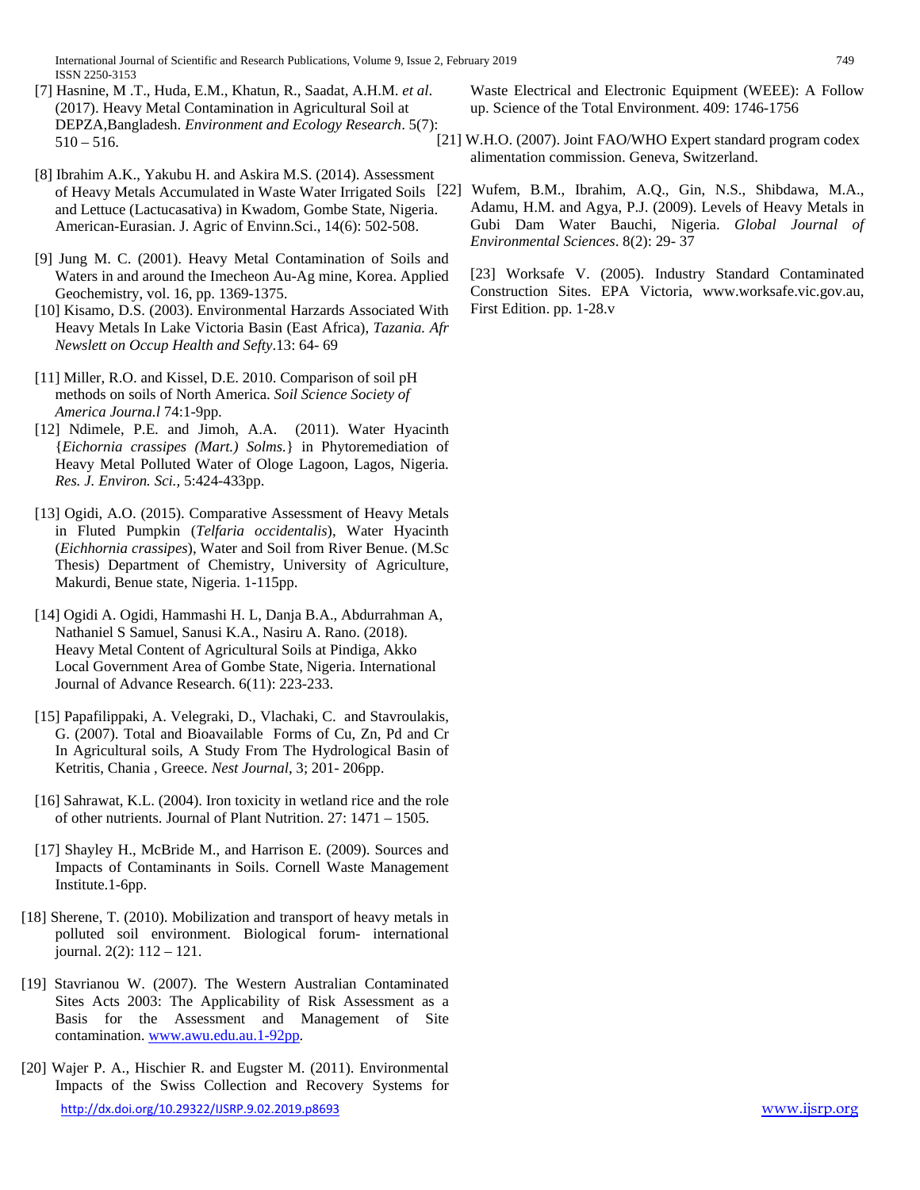[7] Hasnine, M .T., Huda, E.M., Khatun, R., Saadat, A.H.M. *et al*. (2017). Heavy Metal Contamination in Agricultural Soil at DEPZA,Bangladesh. *Environment and Ecology Research*. 5(7): 510 – 516.

[8] Ibrahim A.K., Yakubu H. and Askira M.S. (2014). Assessment of Heavy Metals Accumulated in Waste Water Irrigated Soils and Lettuce (Lactucasativa) in Kwadom, Gombe State, Nigeria. American-Eurasian. J. Agric of Envinn.Sci., 14(6): 502-508.

[9] Jung M. C. (2001). Heavy Metal Contamination of Soils and Waters in and around the Imecheon Au-Ag mine, Korea. Applied Geochemistry, vol. 16, pp. 1369-1375.

[10] Kisamo, D.S. (2003). Environmental Harzards Associated With Heavy Metals In Lake Victoria Basin (East Africa), *Tazania. Afr Newslett on Occup Health and Sefty*.13: 64- 69

[11] Miller, R.O. and Kissel, D.E. 2010. Comparison of soil pH methods on soils of North America. *Soil Science Society of America Journa.l* 74:1-9pp.

[12] Ndimele, P.E. and Jimoh, A.A. (2011). Water Hyacinth {*Eichornia crassipes (Mart.) Solms.*} in Phytoremediation of Heavy Metal Polluted Water of Ologe Lagoon, Lagos, Nigeria. *Res. J. Environ. Sci.,* 5:424-433pp.

[13] Ogidi, A.O. (2015). Comparative Assessment of Heavy Metals in Fluted Pumpkin (*Telfaria occidentalis*), Water Hyacinth (*Eichhornia crassipes*), Water and Soil from River Benue. (M.Sc Thesis) Department of Chemistry, University of Agriculture, Makurdi, Benue state, Nigeria. 1-115pp.

[14] Ogidi A. Ogidi, Hammashi H. L, Danja B.A., Abdurrahman A, Nathaniel S Samuel, Sanusi K.A., Nasiru A. Rano. (2018). Heavy Metal Content of Agricultural Soils at Pindiga, Akko Local Government Area of Gombe State, Nigeria. International Journal of Advance Research. 6(11): 223-233.

[15] Papafilippaki, A. Velegraki, D., Vlachaki, C. and Stavroulakis, G. (2007). Total and Bioavailable Forms of Cu, Zn, Pd and Cr In Agricultural soils, A Study From The Hydrological Basin of Ketritis, Chania , Greece. *Nest Journal*, 3; 201- 206pp.

[16] Sahrawat, K.L. (2004). Iron toxicity in wetland rice and the role of other nutrients. Journal of Plant Nutrition. 27: 1471 – 1505.

[17] Shayley H., McBride M., and Harrison E. (2009). Sources and Impacts of Contaminants in Soils. Cornell Waste Management Institute.1-6pp.

[18] Sherene, T. (2010). Mobilization and transport of heavy metals in polluted soil environment. Biological forum- international journal. 2(2): 112 – 121.

[19] Stavrianou W. (2007). The Western Australian Contaminated Sites Acts 2003: The Applicability of Risk Assessment as a Basis for the Assessment and Management of Site contamination. www.awu.edu.au.1-92pp.

[20] Wajer P. A., Hischier R. and Eugster M. (2011). Environmental Impacts of the Swiss Collection and Recovery Systems for Waste Electrical and Electronic Equipment (WEEE): A Follow up. Science of the Total Environment. 409: 1746-1756

[21] W.H.O. (2007). Joint FAO/WHO Expert standard program codex alimentation commission. Geneva, Switzerland.

[22] Wufem, B.M., Ibrahim, A.Q., Gin, N.S., Shibdawa, M.A., Adamu, H.M. and Agya, P.J. (2009). Levels of Heavy Metals in Gubi Dam Water Bauchi, Nigeria. *Global Journal of Environmental Sciences*. 8(2): 29- 37

[23] Worksafe V. (2005). Industry Standard Contaminated Construction Sites. EPA Victoria, www.worksafe.vic.gov.au, First Edition. pp. 1-28.v